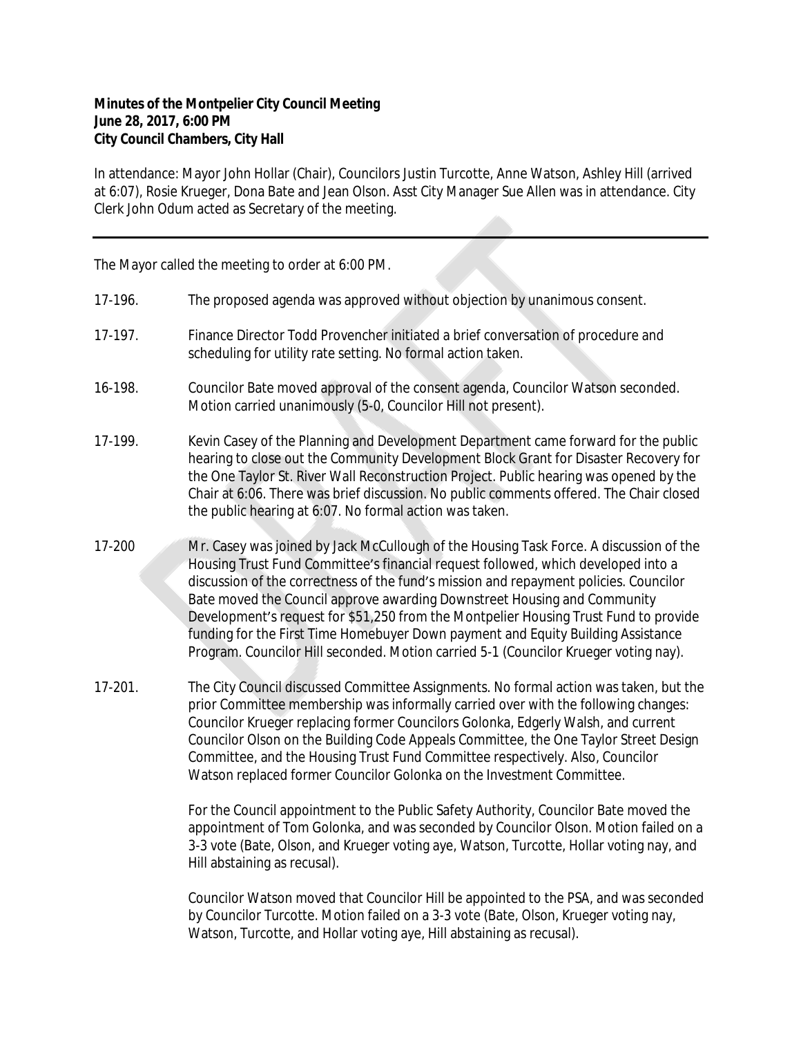**Minutes of the Montpelier City Council Meeting**
**June 28, 2017, 6:00 PM**
**City Council Chambers, City Hall**

In attendance: Mayor John Hollar (Chair), Councilors Justin Turcotte, Anne Watson, Ashley Hill (arrived at 6:07), Rosie Krueger, Dona Bate and Jean Olson. Asst City Manager Sue Allen was in attendance. City Clerk John Odum acted as Secretary of the meeting.

---

The Mayor called the meeting to order at 6:00 PM.

17-196. The proposed agenda was approved without objection by unanimous consent.

17-197. Finance Director Todd Provencher initiated a brief conversation of procedure and scheduling for utility rate setting. No formal action taken.

16-198. Councilor Bate moved approval of the consent agenda, Councilor Watson seconded. Motion carried unanimously (5-0, Councilor Hill not present).

17-199. Kevin Casey of the Planning and Development Department came forward for the public hearing to close out the Community Development Block Grant for Disaster Recovery for the One Taylor St. River Wall Reconstruction Project. Public hearing was opened by the Chair at 6:06. There was brief discussion. No public comments offered. The Chair closed the public hearing at 6:07. No formal action was taken.

17-200 Mr. Casey was joined by Jack McCullough of the Housing Task Force. A discussion of the Housing Trust Fund Committee's financial request followed, which developed into a discussion of the correctness of the fund's mission and repayment policies. Councilor Bate moved the Council approve awarding Downstreet Housing and Community Development's request for $51,250 from the Montpelier Housing Trust Fund to provide funding for the First Time Homebuyer Down payment and Equity Building Assistance Program. Councilor Hill seconded. Motion carried 5-1 (Councilor Krueger voting nay).

17-201. The City Council discussed Committee Assignments. No formal action was taken, but the prior Committee membership was informally carried over with the following changes: Councilor Krueger replacing former Councilors Golonka, Edgerly Walsh, and current Councilor Olson on the Building Code Appeals Committee, the One Taylor Street Design Committee, and the Housing Trust Fund Committee respectively. Also, Councilor Watson replaced former Councilor Golonka on the Investment Committee.

For the Council appointment to the Public Safety Authority, Councilor Bate moved the appointment of Tom Golonka, and was seconded by Councilor Olson. Motion failed on a 3-3 vote (Bate, Olson, and Krueger voting aye, Watson, Turcotte, Hollar voting nay, and Hill abstaining as recusal).

Councilor Watson moved that Councilor Hill be appointed to the PSA, and was seconded by Councilor Turcotte. Motion failed on a 3-3 vote (Bate, Olson, Krueger voting nay, Watson, Turcotte, and Hollar voting aye, Hill abstaining as recusal).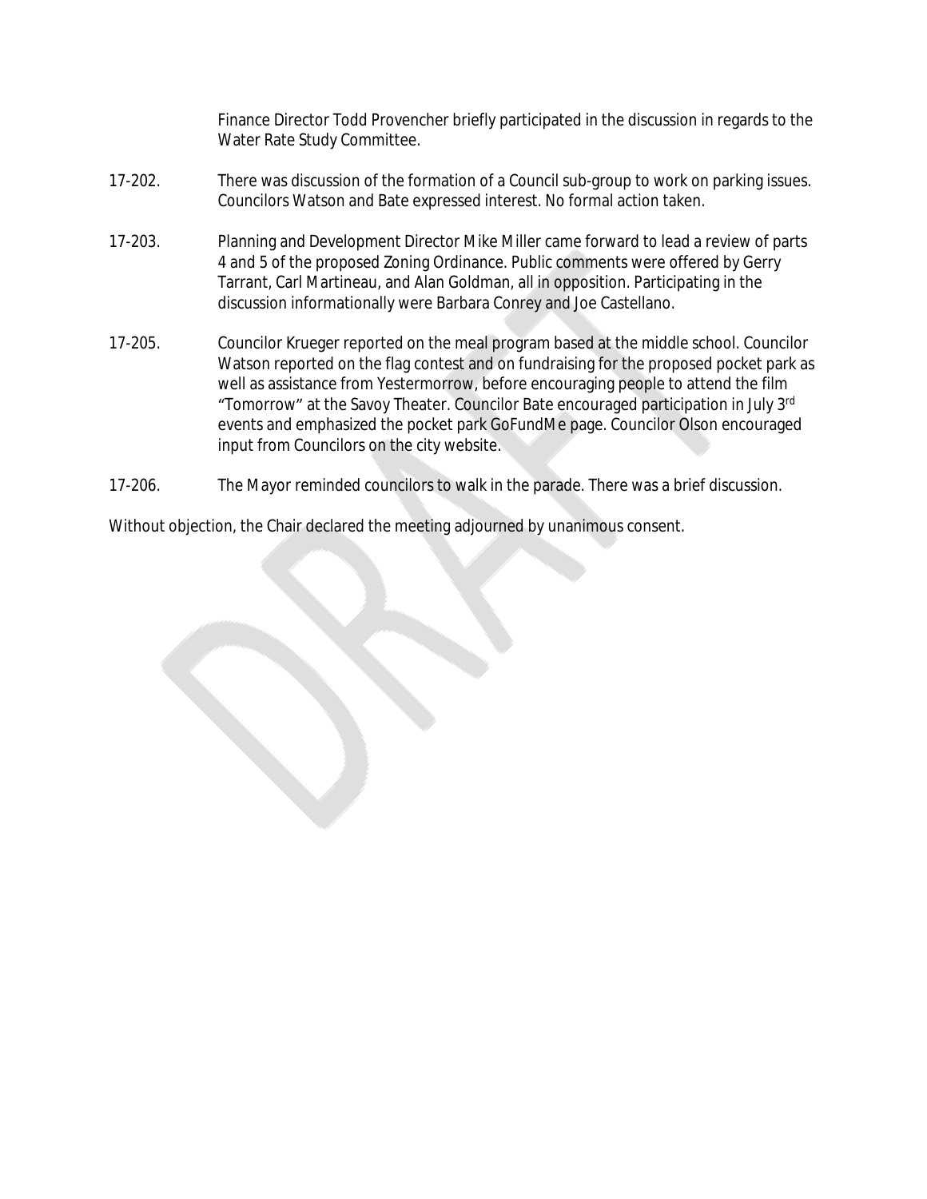Finance Director Todd Provencher briefly participated in the discussion in regards to the Water Rate Study Committee.

17-202. There was discussion of the formation of a Council sub-group to work on parking issues. Councilors Watson and Bate expressed interest. No formal action taken.

17-203. Planning and Development Director Mike Miller came forward to lead a review of parts 4 and 5 of the proposed Zoning Ordinance. Public comments were offered by Gerry Tarrant, Carl Martineau, and Alan Goldman, all in opposition. Participating in the discussion informationally were Barbara Conrey and Joe Castellano.

17-205. Councilor Krueger reported on the meal program based at the middle school. Councilor Watson reported on the flag contest and on fundraising for the proposed pocket park as well as assistance from Yestermorrow, before encouraging people to attend the film "Tomorrow" at the Savoy Theater. Councilor Bate encouraged participation in July 3rd events and emphasized the pocket park GoFundMe page. Councilor Olson encouraged input from Councilors on the city website.

17-206. The Mayor reminded councilors to walk in the parade. There was a brief discussion.

Without objection, the Chair declared the meeting adjourned by unanimous consent.